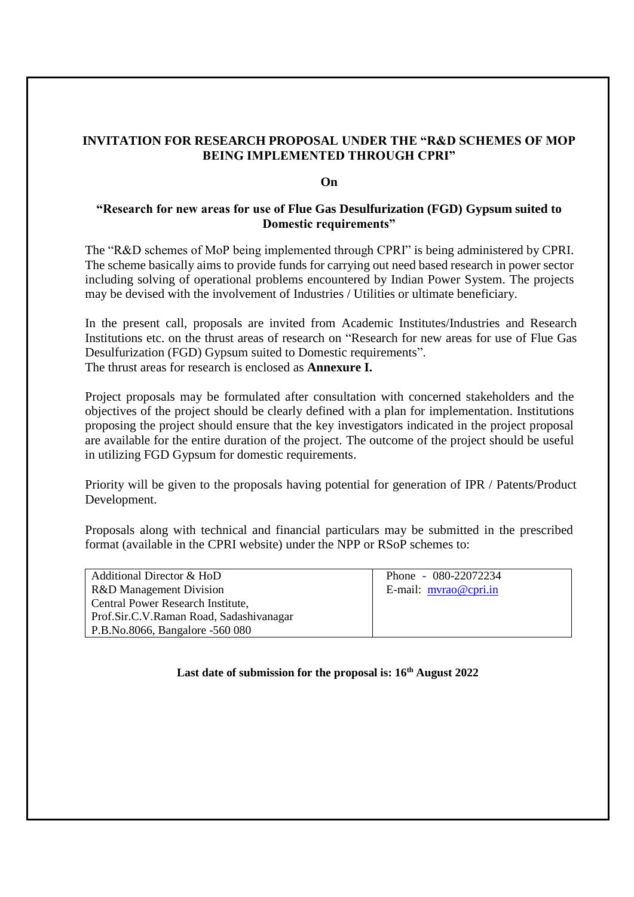**INVITATION FOR RESEARCH PROPOSAL UNDER THE "R&D SCHEMES OF MOP BEING IMPLEMENTED THROUGH CPRI"**

**On**

**"Research for new areas for use of Flue Gas Desulfurization (FGD) Gypsum suited to Domestic requirements"**

The "R&D schemes of MoP being implemented through CPRI" is being administered by CPRI. The scheme basically aims to provide funds for carrying out need based research in power sector including solving of operational problems encountered by Indian Power System. The projects may be devised with the involvement of Industries / Utilities or ultimate beneficiary.

In the present call, proposals are invited from Academic Institutes/Industries and Research Institutions etc. on the thrust areas of research on "Research for new areas for use of Flue Gas Desulfurization (FGD) Gypsum suited to Domestic requirements".
The thrust areas for research is enclosed as **Annexure I.**

Project proposals may be formulated after consultation with concerned stakeholders and the objectives of the project should be clearly defined with a plan for implementation. Institutions proposing the project should ensure that the key investigators indicated in the project proposal are available for the entire duration of the project. The outcome of the project should be useful in utilizing FGD Gypsum for domestic requirements.

Priority will be given to the proposals having potential for generation of IPR / Patents/Product Development.

Proposals along with technical and financial particulars may be submitted in the prescribed format (available in the CPRI website) under the NPP or RSoP schemes to:

| Additional Director & HoD<br>R&D Management Division<br>Central Power Research Institute,<br>Prof.Sir.C.V.Raman Road, Sadashivanagar<br>P.B.No.8066, Bangalore -560 080 | Phone - 080-22072234<br>E-mail: mvrao@cpri.in |
|---|---|

**Last date of submission for the proposal is: 16th August 2022**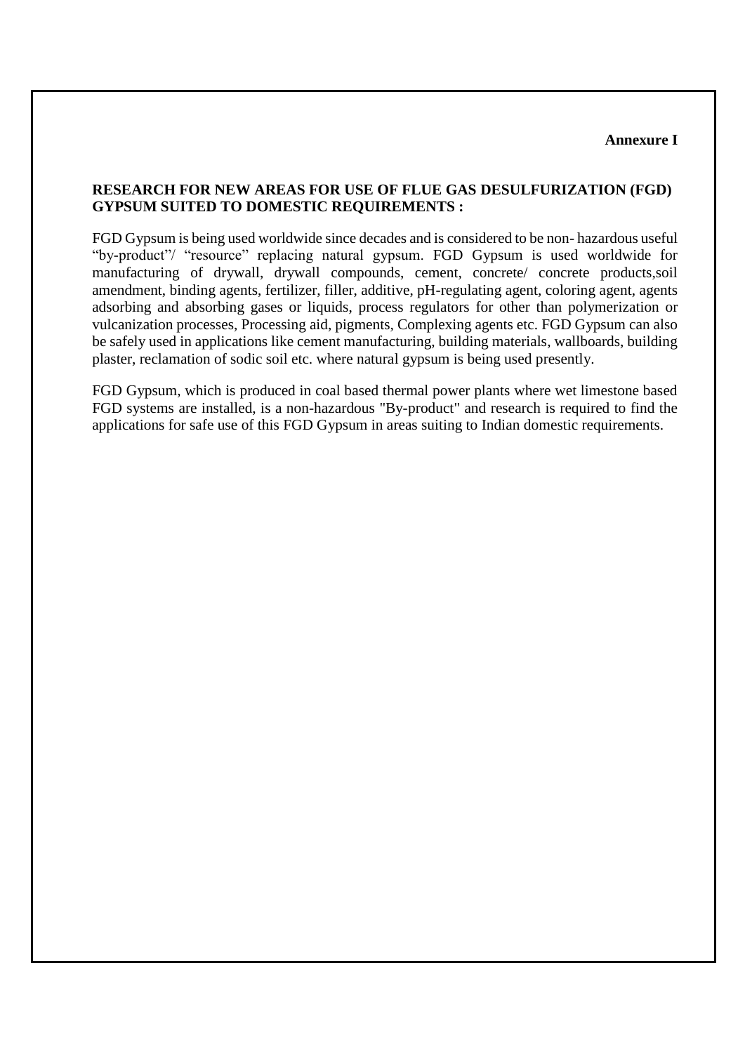**Annexure I**

## RESEARCH FOR NEW AREAS FOR USE OF FLUE GAS DESULFURIZATION (FGD) GYPSUM SUITED TO DOMESTIC REQUIREMENTS :

FGD Gypsum is being used worldwide since decades and is considered to be non- hazardous useful "by-product"/ "resource" replacing natural gypsum. FGD Gypsum is used worldwide for manufacturing of drywall, drywall compounds, cement, concrete/ concrete products,soil amendment, binding agents, fertilizer, filler, additive, pH-regulating agent, coloring agent, agents adsorbing and absorbing gases or liquids, process regulators for other than polymerization or vulcanization processes, Processing aid, pigments, Complexing agents etc. FGD Gypsum can also be safely used in applications like cement manufacturing, building materials, wallboards, building plaster, reclamation of sodic soil etc. where natural gypsum is being used presently.

FGD Gypsum, which is produced in coal based thermal power plants where wet limestone based FGD systems are installed, is a non-hazardous "By-product" and research is required to find the applications for safe use of this FGD Gypsum in areas suiting to Indian domestic requirements.